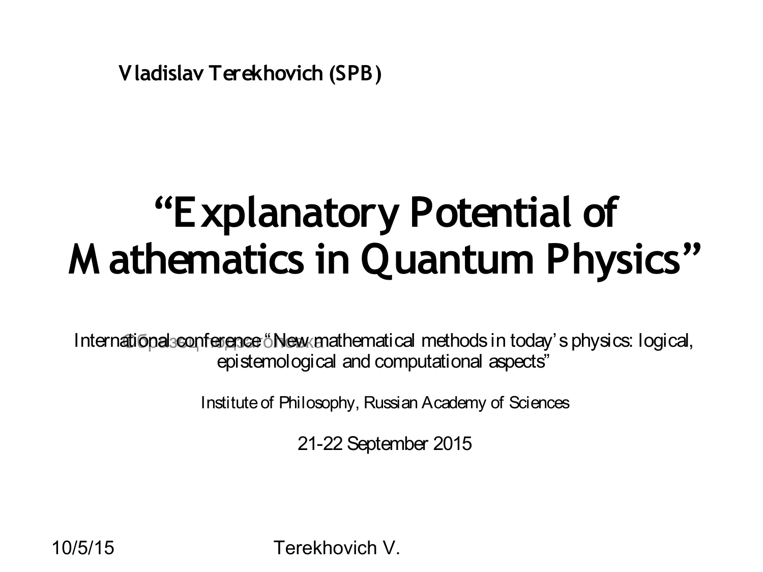**Vladislav Terekhovich (SPB)**

# "Explanatory Potential of Mathematics in Quantum Physics"

International conference "New mathematical methods in today's physics: logical, epistemological and computational aspects"

Institute of Philosophy, Russian Academy of Sciences

21-22 September 2015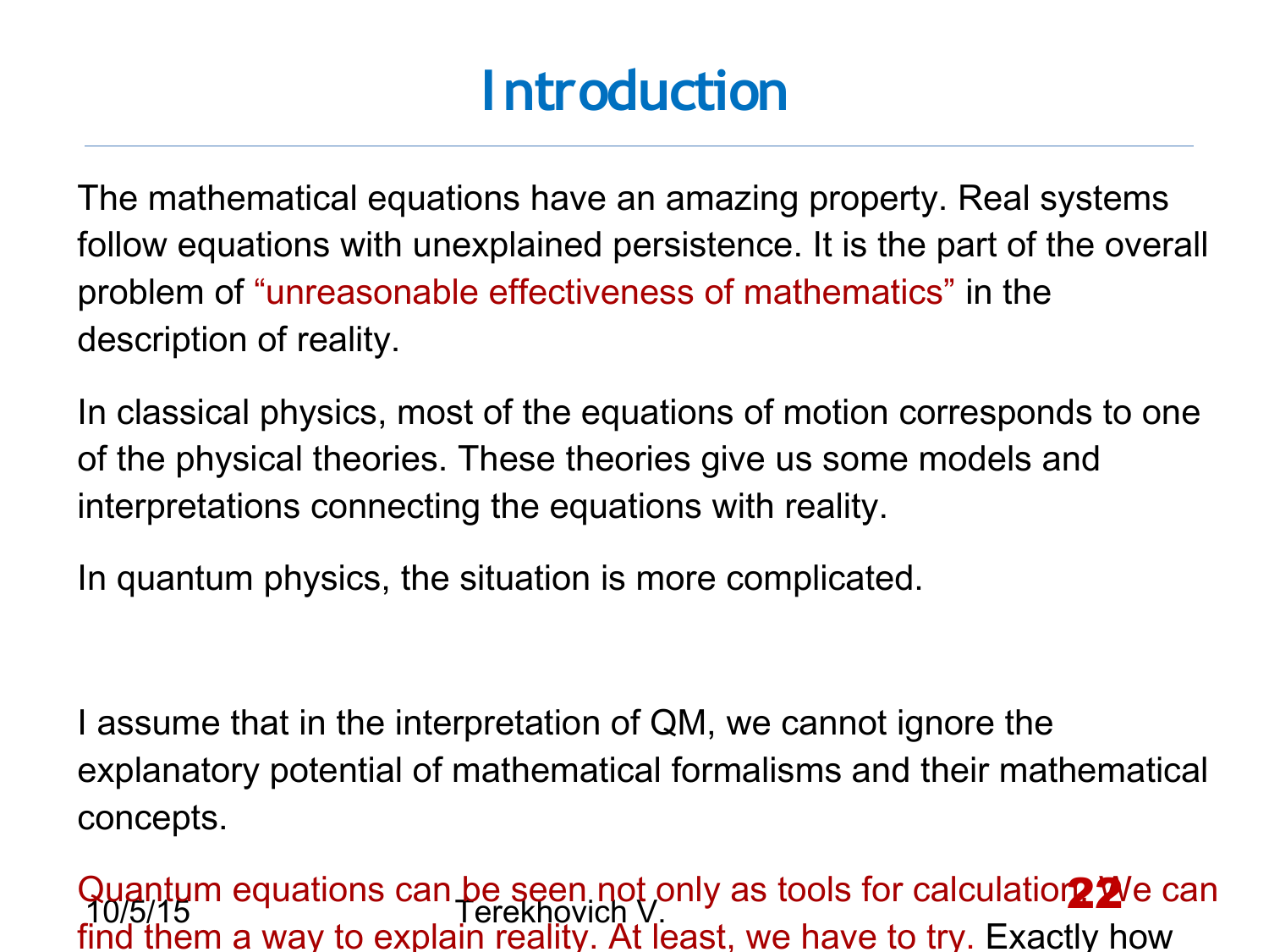# Introduction

The mathematical equations have an amazing property. Real systems follow equations with unexplained persistence. It is the part of the overall problem of "unreasonable effectiveness of mathematics" in the description of reality.

In classical physics, most of the equations of motion corresponds to one of the physical theories. These theories give us some models and interpretations connecting the equations with reality.

In quantum physics, the situation is more complicated.

I assume that in the interpretation of QM, we cannot ignore the explanatory potential of mathematical formalisms and their mathematical concepts.

Quantum equations can be seen not only as tools for calculation. We can find them a way to explain reality. At least, we have to try. Exactly how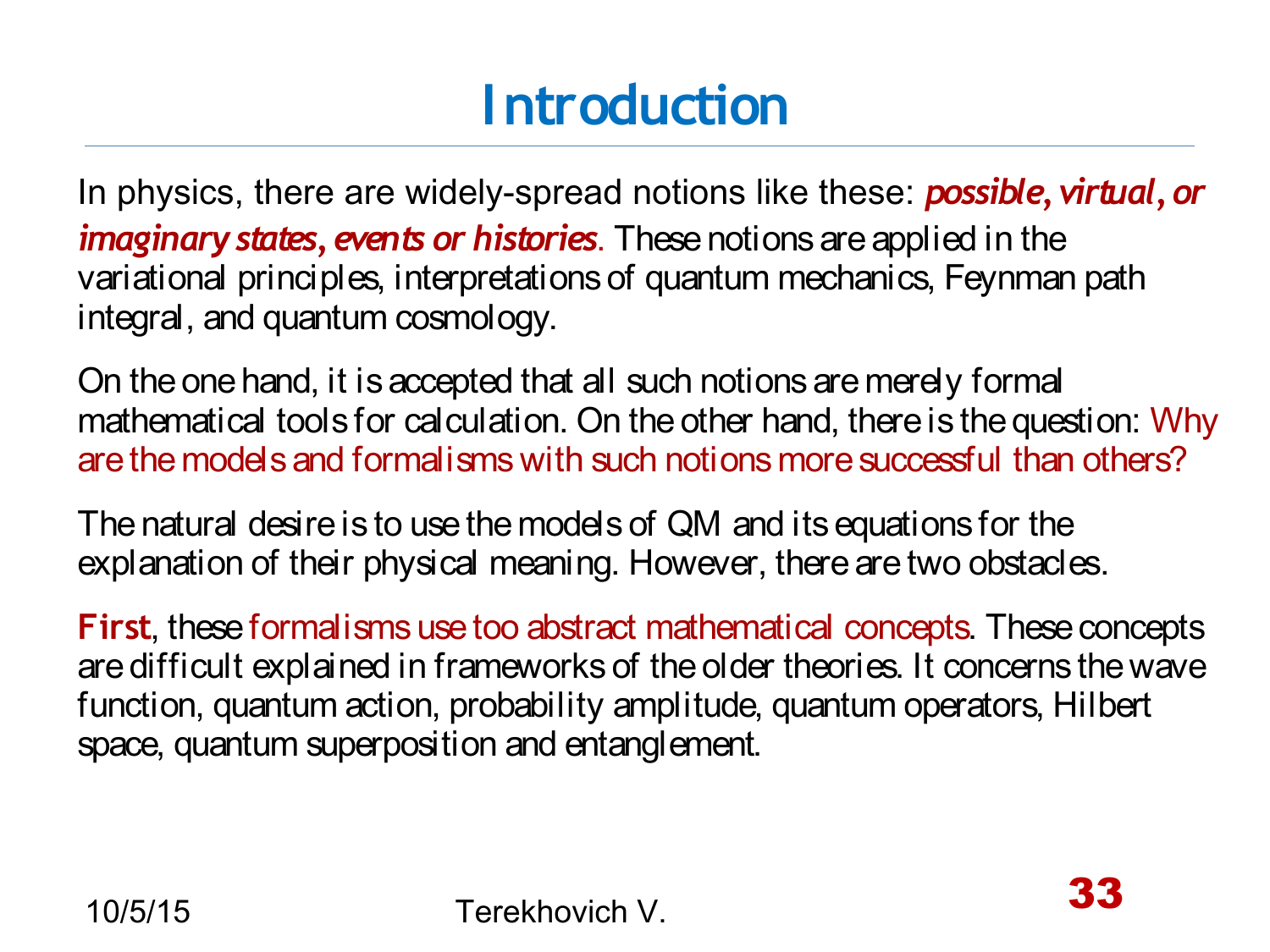# Introduction

In physics, there are widely-spread notions like these: ***possible, virtual, or imaginary states, events or histories***. These notions are applied in the variational principles, interpretations of quantum mechanics, Feynman path integral, and quantum cosmology.

On the one hand, it is accepted that all such notions are merely formal mathematical tools for calculation. On the other hand, there is the question: Why are the models and formalisms with such notions more successful than others?

The natural desire is to use the models of QM and its equations for the explanation of their physical meaning. However, there are two obstacles.

**First**, these formalisms use too abstract mathematical concepts. These concepts are difficult explained in frameworks of the older theories. It concerns the wave function, quantum action, probability amplitude, quantum operators, Hilbert space, quantum superposition and entanglement.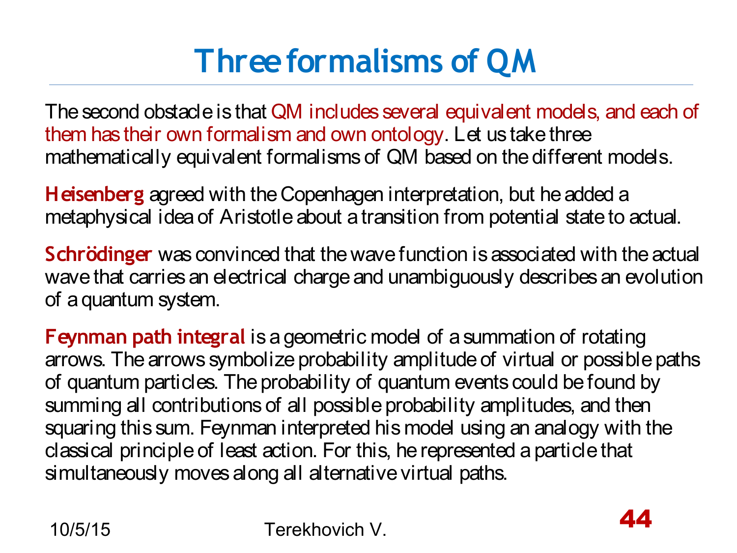# Three formalisms of QM

The second obstacle is that QM includes several equivalent models, and each of them has their own formalism and own ontology. Let us take three mathematically equivalent formalisms of QM based on the different models.

**Heisenberg** agreed with the Copenhagen interpretation, but he added a metaphysical idea of Aristotle about a transition from potential state to actual.

**Schrödinger** was convinced that the wave function is associated with the actual wave that carries an electrical charge and unambiguously describes an evolution of a quantum system.

**Feynman path integral** is a geometric model of a summation of rotating arrows. The arrows symbolize probability amplitude of virtual or possible paths of quantum particles. The probability of quantum events could be found by summing all contributions of all possible probability amplitudes, and then squaring this sum. Feynman interpreted his model using an analogy with the classical principle of least action. For this, he represented a particle that simultaneously moves along all alternative virtual paths.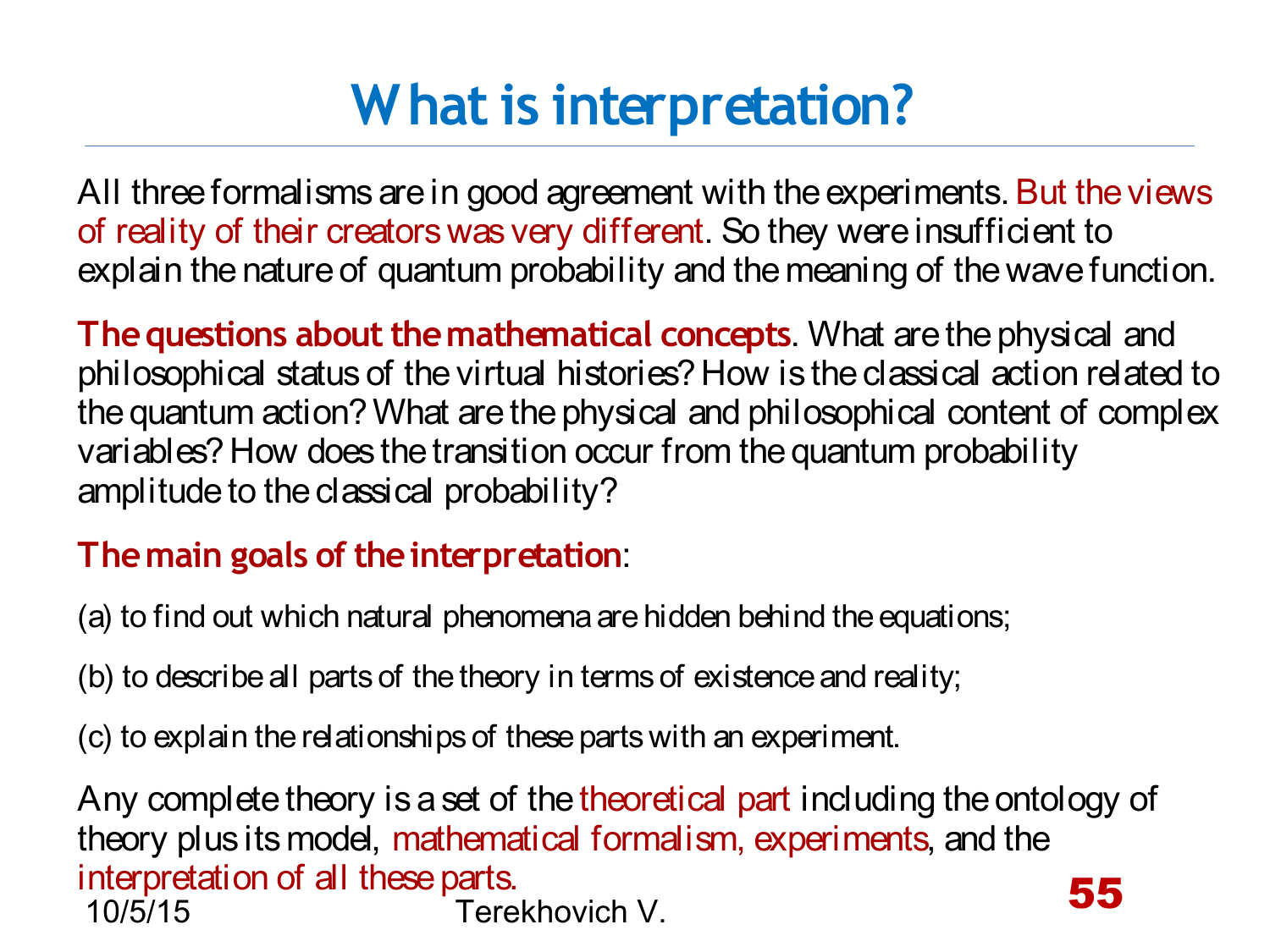# What is interpretation?

All three formalisms are in good agreement with the experiments. But the views of reality of their creators was very different. So they were insufficient to explain the nature of quantum probability and the meaning of the wave function.

**The questions about the mathematical concepts**. What are the physical and philosophical status of the virtual histories? How is the classical action related to the quantum action? What are the physical and philosophical content of complex variables? How does the transition occur from the quantum probability amplitude to the classical probability?

**The main goals of the interpretation**:

(a) to find out which natural phenomena are hidden behind the equations;

(b) to describe all parts of the theory in terms of existence and reality;

(c) to explain the relationships of these parts with an experiment.

Any complete theory is a set of the theoretical part including the ontology of theory plus its model, mathematical formalism, experiments, and the interpretation of all these parts.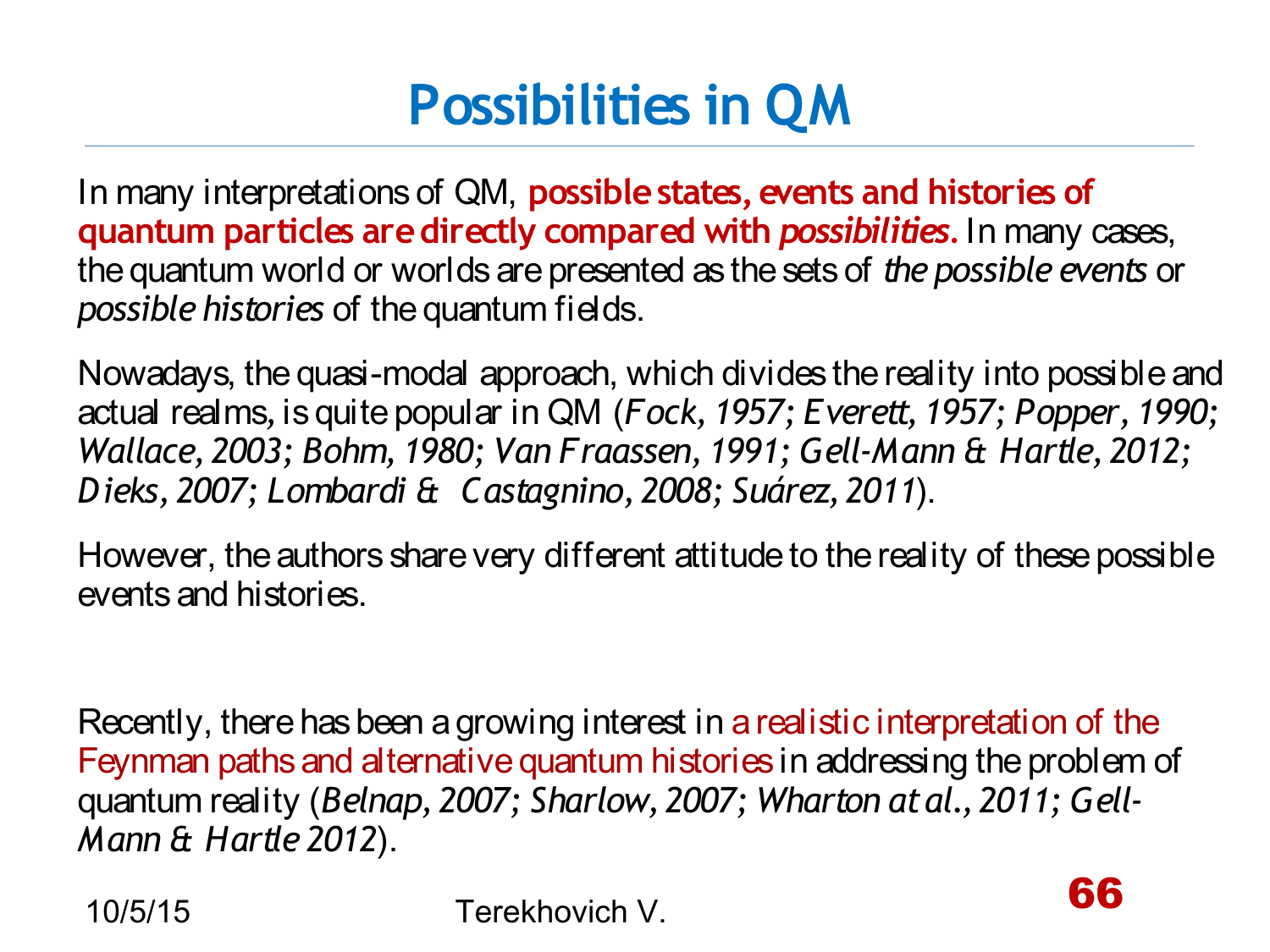# Possibilities in QM

In many interpretations of QM, **possible states, events and histories of quantum particles are directly compared with *possibilities*.** In many cases, the quantum world or worlds are presented as the sets of *the possible events* or *possible histories* of the quantum fields.

Nowadays, the quasi-modal approach, which divides the reality into possible and actual realms, is quite popular in QM (*Fock, 1957; Everett, 1957; Popper, 1990; Wallace, 2003; Bohm, 1980; Van Fraassen, 1991; Gell-Mann & Hartle, 2012; Dieks, 2007; Lombardi & Castagnino, 2008; Suárez, 2011*).

However, the authors share very different attitude to the reality of these possible events and histories.

Recently, there has been a growing interest in a realistic interpretation of the Feynman paths and alternative quantum histories in addressing the problem of quantum reality (*Belnap, 2007; Sharlow, 2007; Wharton at al., 2011; Gell-Mann & Hartle 2012*).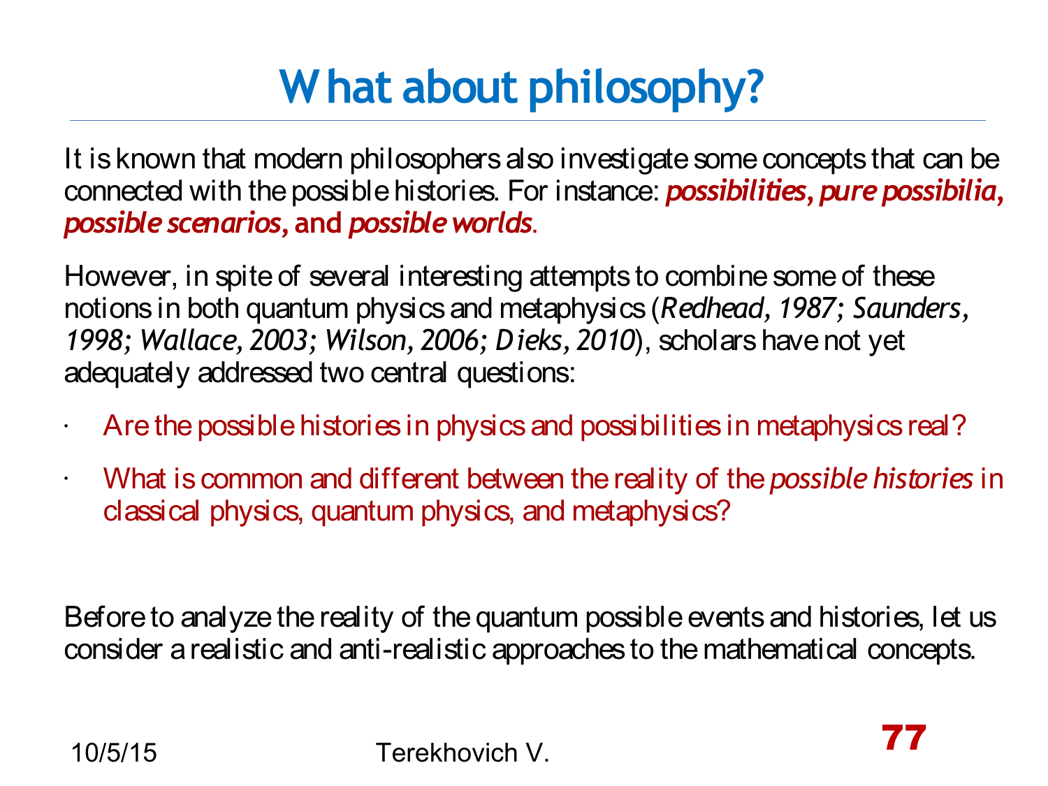# What about philosophy?

It is known that modern philosophers also investigate some concepts that can be connected with the possible histories. For instance: ***possibilities*, *pure possibilia*, *possible scenarios*, and *possible worlds***.

However, in spite of several interesting attempts to combine some of these notions in both quantum physics and metaphysics (*Redhead, 1987; Saunders, 1998; Wallace, 2003; Wilson, 2006; Dieks, 2010*), scholars have not yet adequately addressed two central questions:

- Are the possible histories in physics and possibilities in metaphysics real?
- What is common and different between the reality of the *possible histories* in classical physics, quantum physics, and metaphysics?

Before to analyze the reality of the quantum possible events and histories, let us consider a realistic and anti-realistic approaches to the mathematical concepts.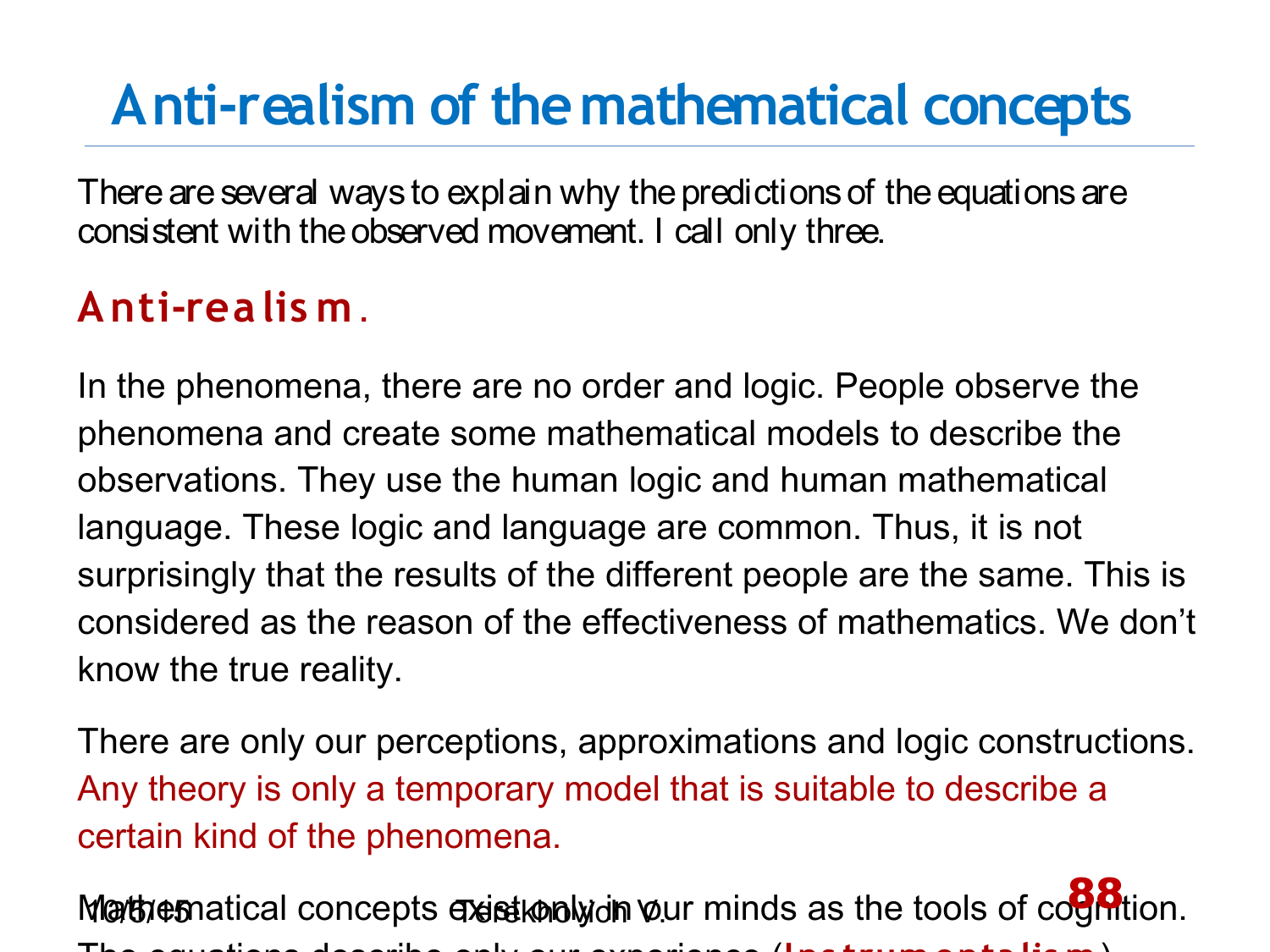# Anti-realism of the mathematical concepts

There are several ways to explain why the predictions of the equations are consistent with the observed movement. I call only three.

## Anti-realism.

In the phenomena, there are no order and logic. People observe the phenomena and create some mathematical models to describe the observations. They use the human logic and human mathematical language. These logic and language are common. Thus, it is not surprisingly that the results of the different people are the same. This is considered as the reason of the effectiveness of mathematics. We don't know the true reality.

There are only our perceptions, approximations and logic constructions. Any theory is only a temporary model that is suitable to describe a certain kind of the phenomena.

Mathematical concepts exist only in our minds as the tools of cognition. The equations describe only our experience (**Instrumentalism**).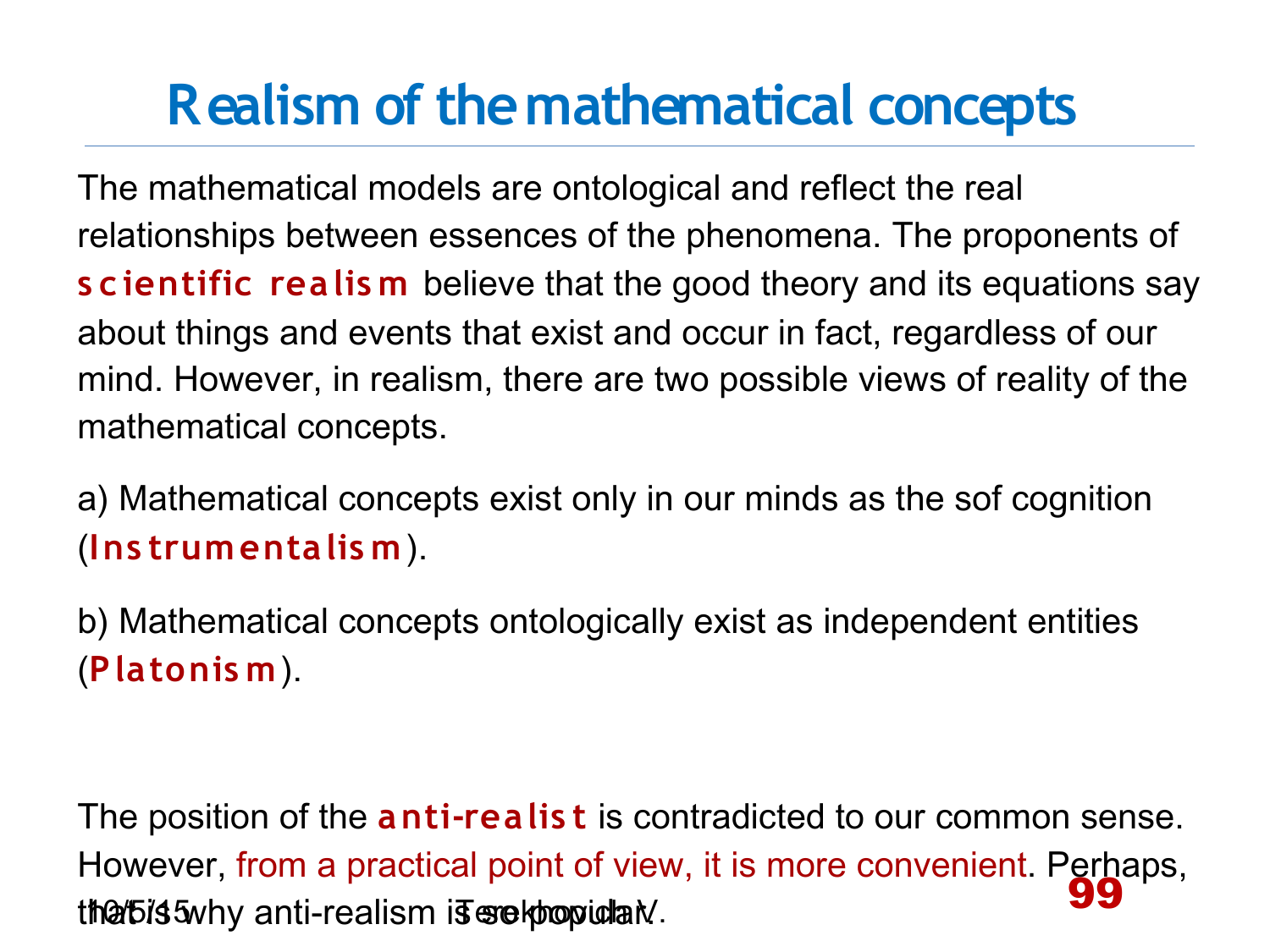# Realism of the mathematical concepts

The mathematical models are ontological and reflect the real relationships between essences of the phenomena. The proponents of **scientific realism** believe that the good theory and its equations say about things and events that exist and occur in fact, regardless of our mind. However, in realism, there are two possible views of reality of the mathematical concepts.

a) Mathematical concepts exist only in our minds as the sof cognition (**Instrumentalism**).

b) Mathematical concepts ontologically exist as independent entities (**Platonism**).

The position of the **anti-realist** is contradicted to our common sense. However, from a practical point of view, it is more convenient. Perhaps, that is why anti-realism is so popular.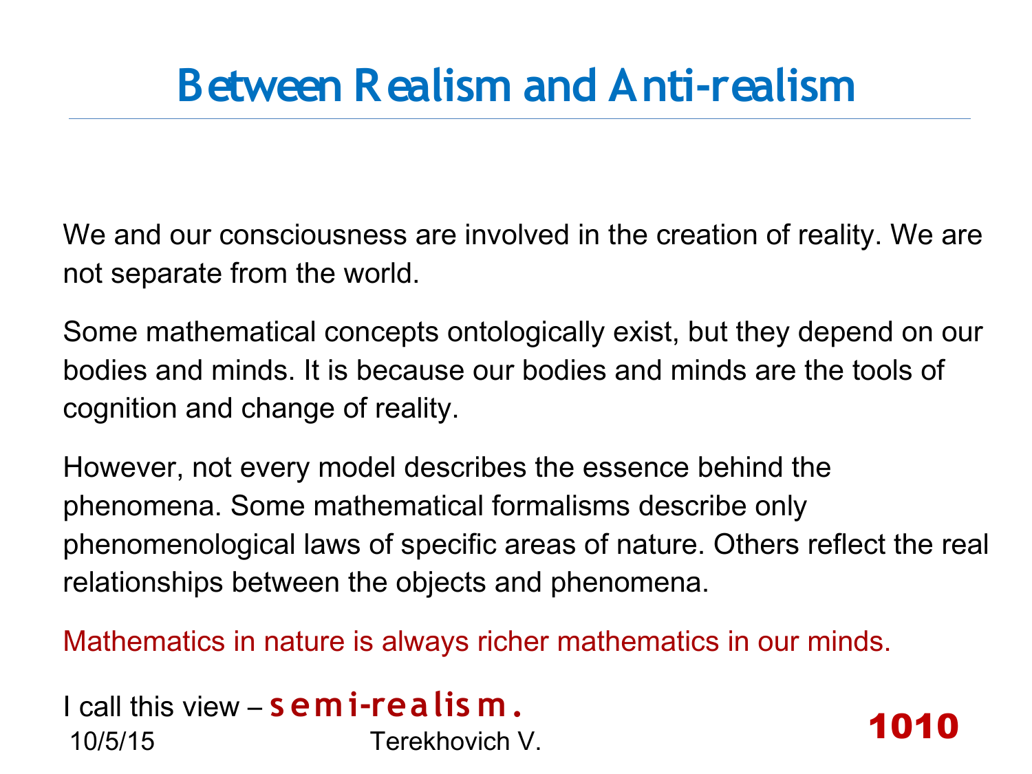# Between Realism and Anti-realism

We and our consciousness are involved in the creation of reality. We are not separate from the world.

Some mathematical concepts ontologically exist, but they depend on our bodies and minds. It is because our bodies and minds are the tools of cognition and change of reality.

However, not every model describes the essence behind the phenomena. Some mathematical formalisms describe only phenomenological laws of specific areas of nature. Others reflect the real relationships between the objects and phenomena.

Mathematics in nature is always richer mathematics in our minds.

I call this view – **semi-realism.**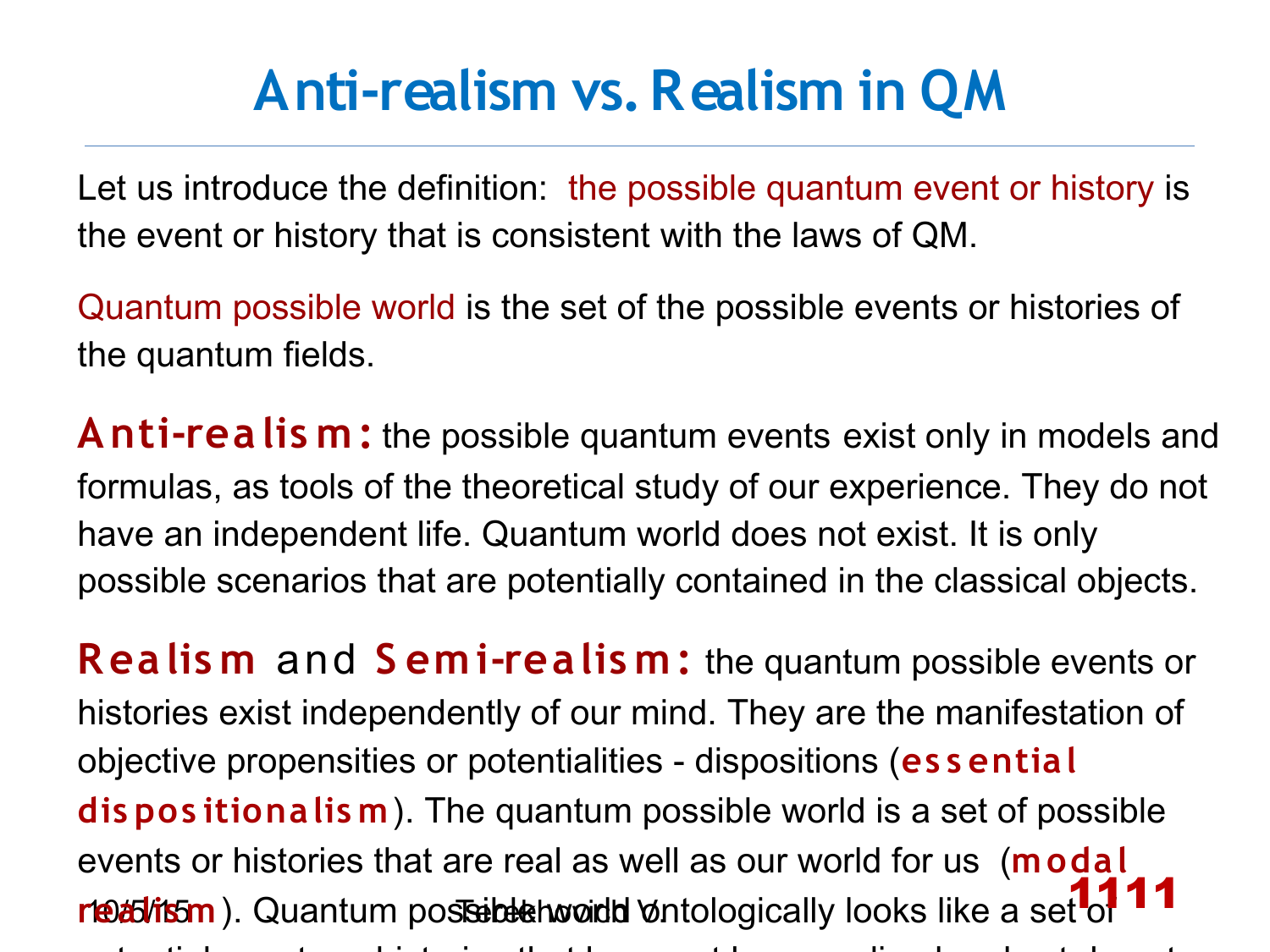# Anti-realism vs. Realism in QM

Let us introduce the definition: the possible quantum event or history is the event or history that is consistent with the laws of QM.

Quantum possible world is the set of the possible events or histories of the quantum fields.

**Anti-realism:** the possible quantum events exist only in models and formulas, as tools of the theoretical study of our experience. They do not have an independent life. Quantum world does not exist. It is only possible scenarios that are potentially contained in the classical objects.

**Realism** and **Semi-realism:** the quantum possible events or histories exist independently of our mind. They are the manifestation of objective propensities or potentialities - dispositions (**essential dispositionalism**). The quantum possible world is a set of possible events or histories that are real as well as our world for us (**modal realism**). Quantum possible world ontologically looks like a set of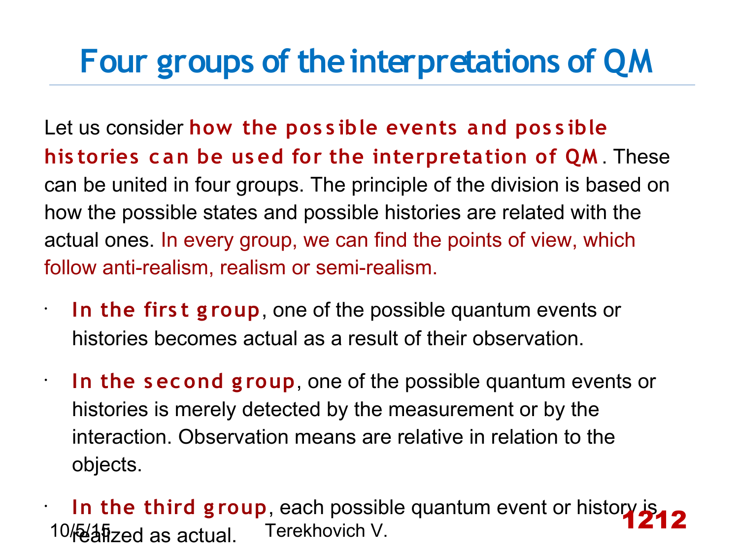# Four groups of the interpretations of QM

Let us consider **how the possible events and possible histories can be used for the interpretation of QM**. These can be united in four groups. The principle of the division is based on how the possible states and possible histories are related with the actual ones. In every group, we can find the points of view, which follow anti-realism, realism or semi-realism.

- **In the first group**, one of the possible quantum events or histories becomes actual as a result of their observation.
- **In the second group**, one of the possible quantum events or histories is merely detected by the measurement or by the interaction. Observation means are relative in relation to the objects.
- **In the third group**, each possible quantum event or history is realized as actual.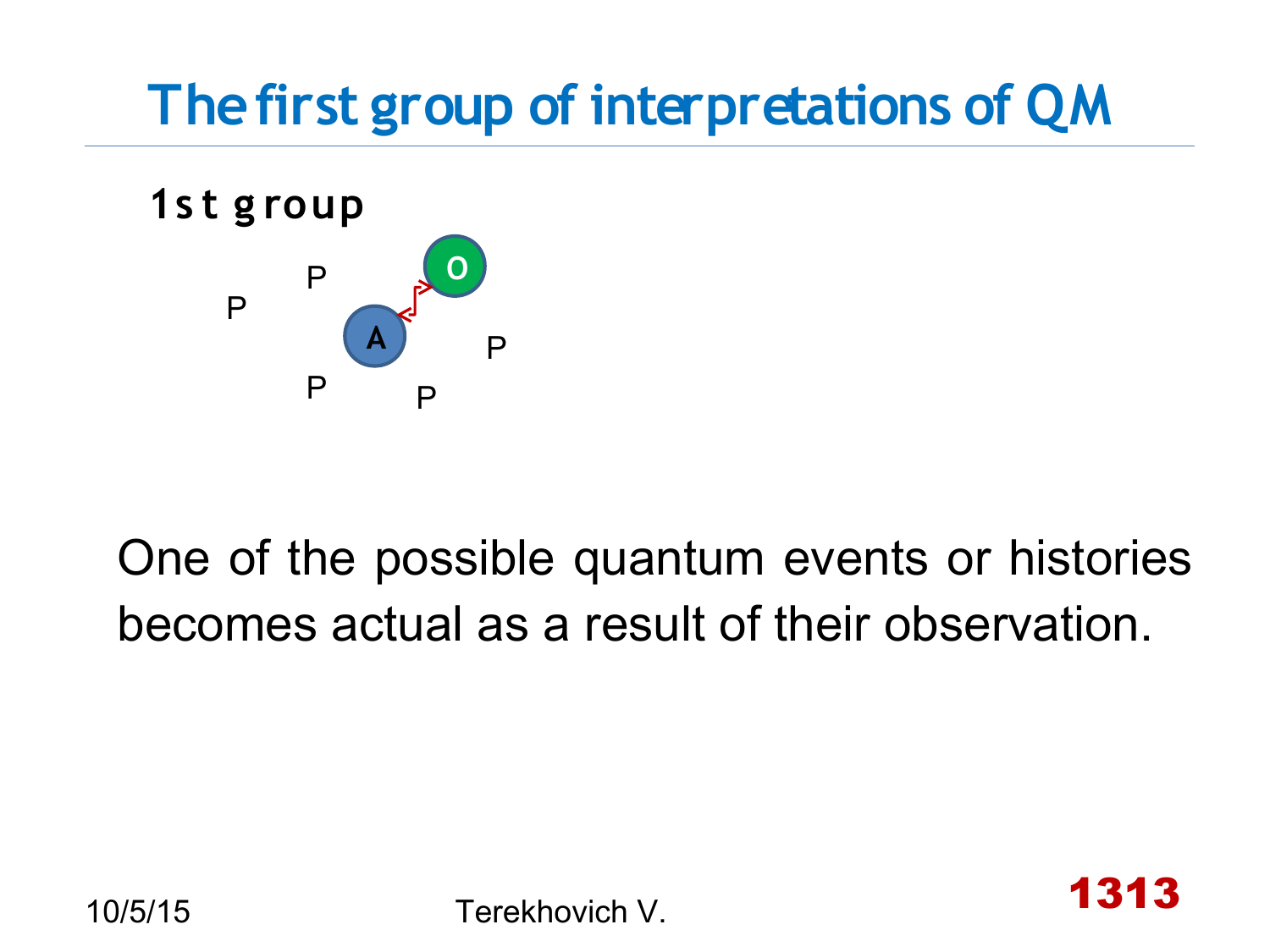# The first group of interpretations of QM

**1st group**

P P O A P P P

One of the possible quantum events or histories becomes actual as a result of their observation.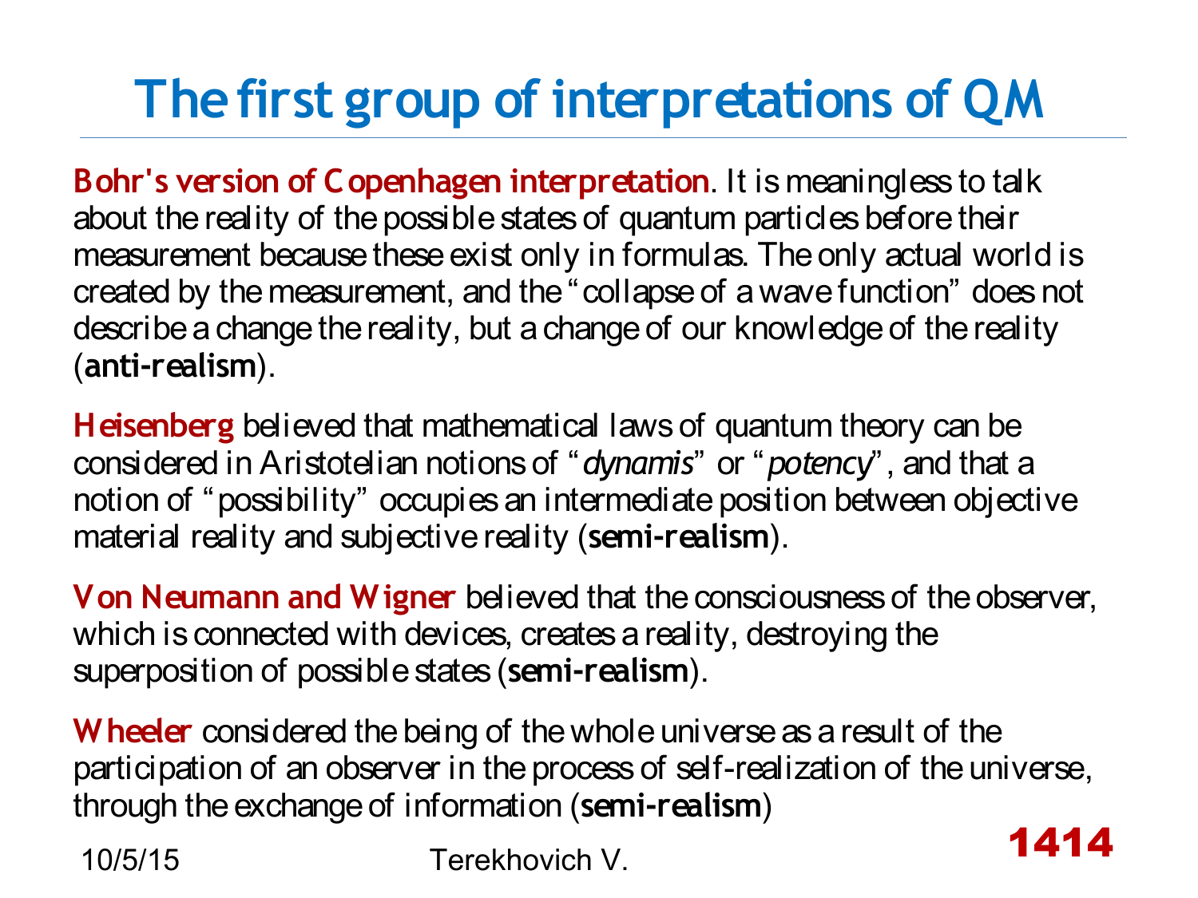# The first group of interpretations of QM

**Bohr's version of Copenhagen interpretation**. It is meaningless to talk about the reality of the possible states of quantum particles before their measurement because these exist only in formulas. The only actual world is created by the measurement, and the "collapse of a wave function" does not describe a change the reality, but a change of our knowledge of the reality (**anti-realism**).

**Heisenberg** believed that mathematical laws of quantum theory can be considered in Aristotelian notions of "*dynamis*" or "*potency*", and that a notion of "possibility" occupies an intermediate position between objective material reality and subjective reality (**semi-realism**).

**Von Neumann and Wigner** believed that the consciousness of the observer, which is connected with devices, creates a reality, destroying the superposition of possible states (**semi-realism**).

**Wheeler** considered the being of the whole universe as a result of the participation of an observer in the process of self-realization of the universe, through the exchange of information (**semi-realism**)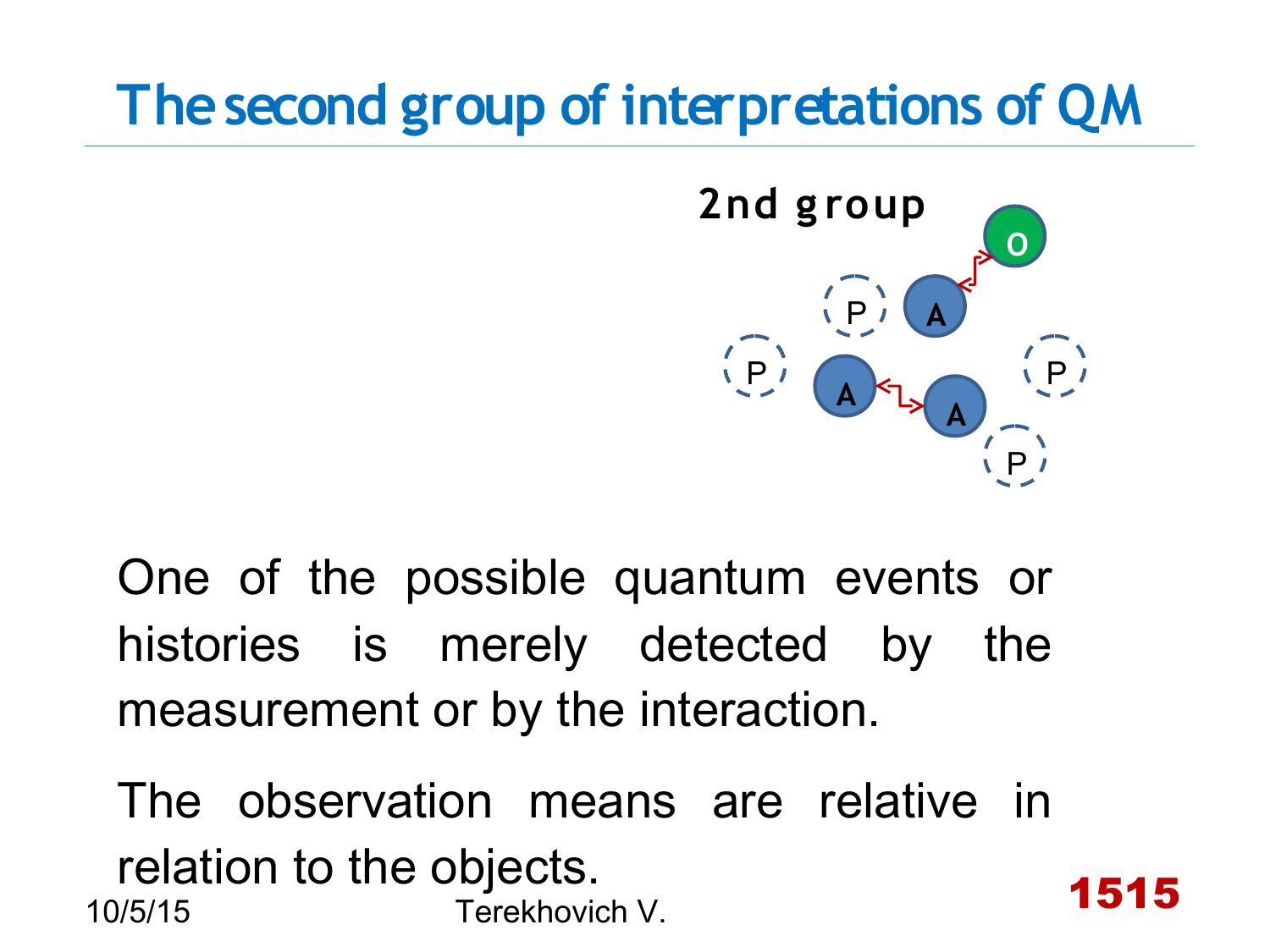# The second group of interpretations of QM

**2nd group**

One of the possible quantum events or histories is merely detected by the measurement or by the interaction.

The observation means are relative in relation to the objects.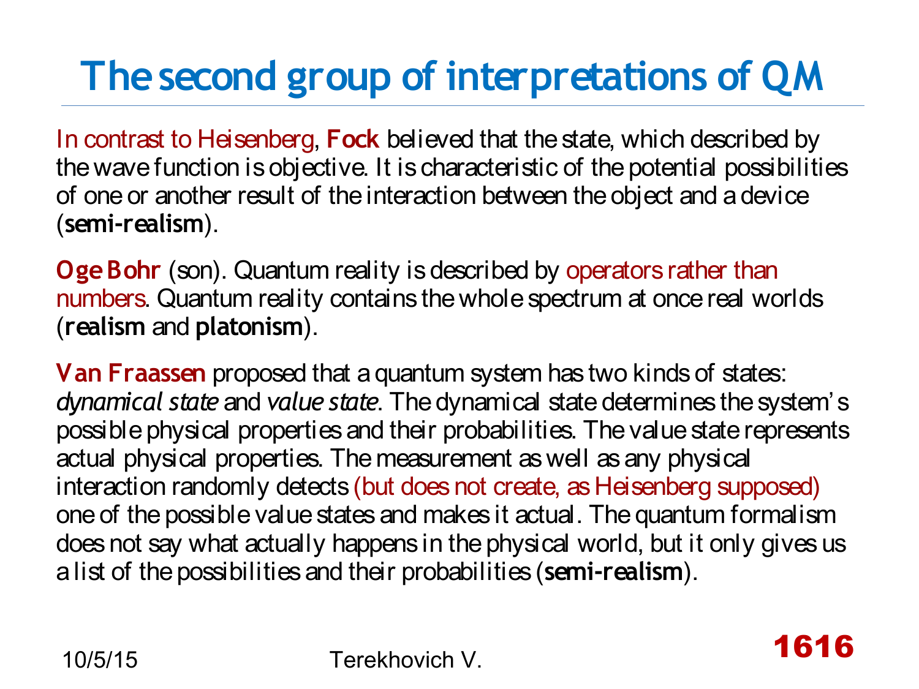# The second group of interpretations of QM

In contrast to Heisenberg, **Fock** believed that the state, which described by the wave function is objective. It is characteristic of the potential possibilities of one or another result of the interaction between the object and a device (**semi-realism**).

**Oge Bohr** (son). Quantum reality is described by operators rather than numbers. Quantum reality contains the whole spectrum at once real worlds (**realism** and **platonism**).

**Van Fraassen** proposed that a quantum system has two kinds of states: *dynamical state* and *value state*. The dynamical state determines the system's possible physical properties and their probabilities. The value state represents actual physical properties. The measurement as well as any physical interaction randomly detects (but does not create, as Heisenberg supposed) one of the possible value states and makes it actual. The quantum formalism does not say what actually happens in the physical world, but it only gives us a list of the possibilities and their probabilities (**semi-realism**).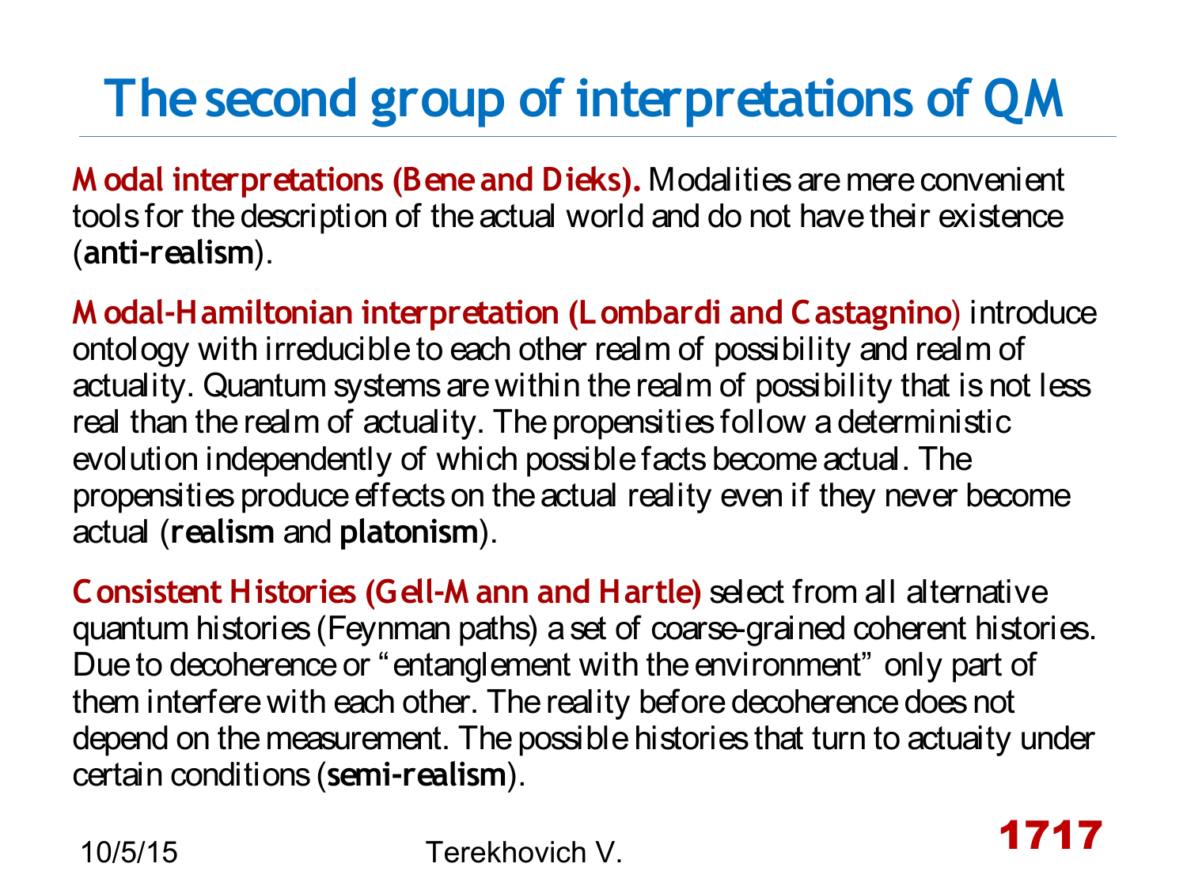# The second group of interpretations of QM

**Modal interpretations (Bene and Dieks).** Modalities are mere convenient tools for the description of the actual world and do not have their existence (**anti-realism**).

**Modal-Hamiltonian interpretation (Lombardi and Castagnino**) introduce ontology with irreducible to each other realm of possibility and realm of actuality. Quantum systems are within the realm of possibility that is not less real than the realm of actuality. The propensities follow a deterministic evolution independently of which possible facts become actual. The propensities produce effects on the actual reality even if they never become actual (**realism** and **platonism**).

**Consistent Histories (Gell-Mann and Hartle)** select from all alternative quantum histories (Feynman paths) a set of coarse-grained coherent histories. Due to decoherence or "entanglement with the environment" only part of them interfere with each other. The reality before decoherence does not depend on the measurement. The possible histories that turn to actuaity under certain conditions (**semi-realism**).

10/5/15 Terekhovich V.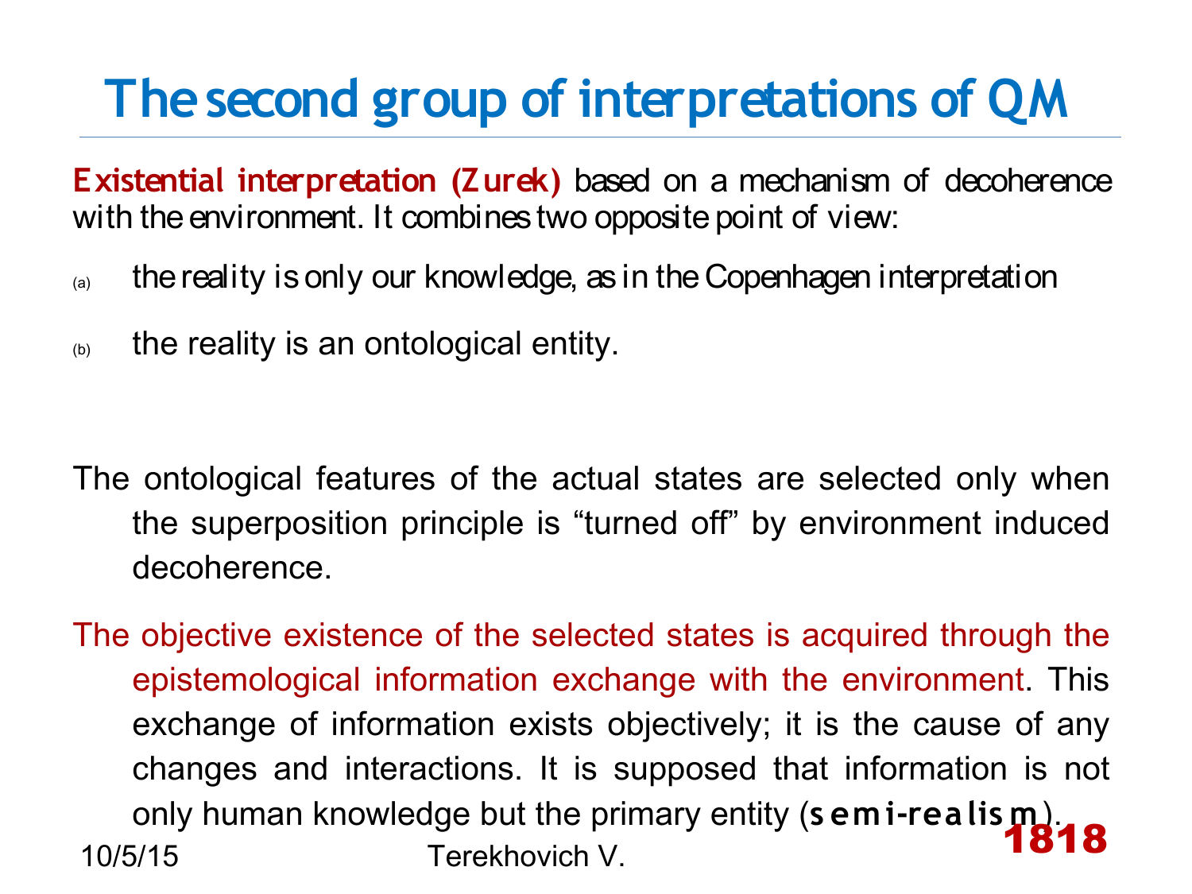# The second group of interpretations of QM

**Existential interpretation (Zurek)** based on a mechanism of decoherence with the environment. It combines two opposite point of view:

(a) the reality is only our knowledge, as in the Copenhagen interpretation

(b) the reality is an ontological entity.

The ontological features of the actual states are selected only when the superposition principle is "turned off" by environment induced decoherence.

The objective existence of the selected states is acquired through the epistemological information exchange with the environment. This exchange of information exists objectively; it is the cause of any changes and interactions. It is supposed that information is not only human knowledge but the primary entity (**semi-realism**).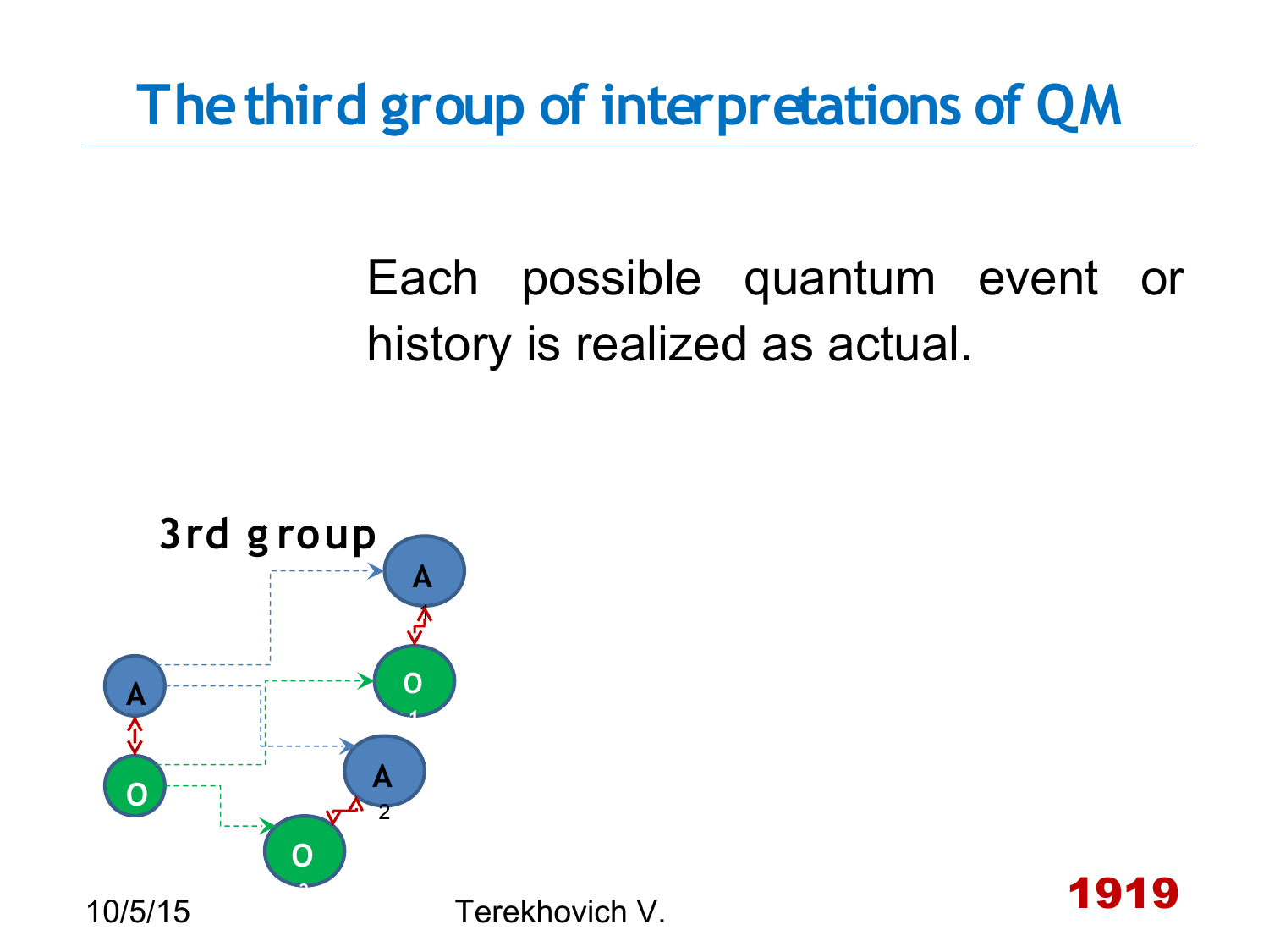# The third group of interpretations of QM

Each possible quantum event or history is realized as actual.

3rd group

A

O

A

O 1

A 2

O 2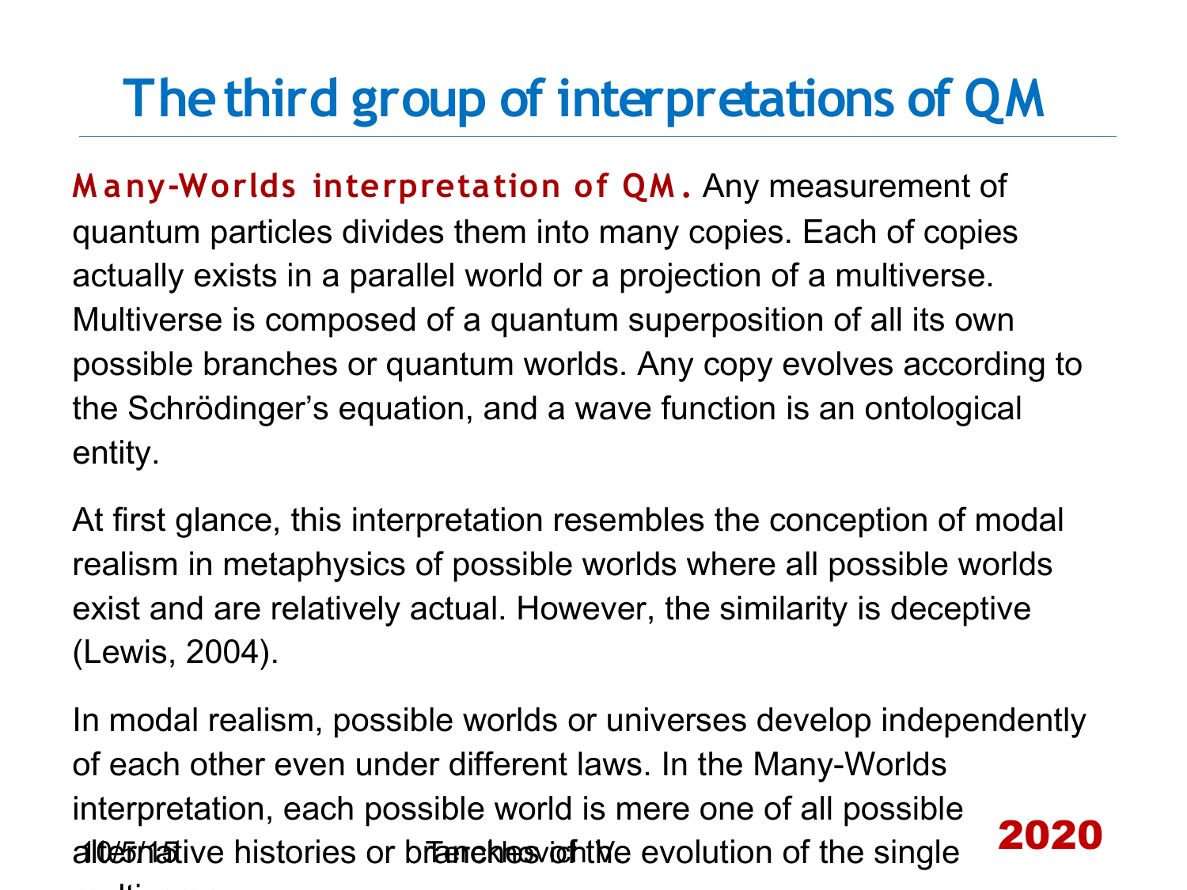# The third group of interpretations of QM

**Many-Worlds interpretation of QM.** Any measurement of quantum particles divides them into many copies. Each of copies actually exists in a parallel world or a projection of a multiverse. Multiverse is composed of a quantum superposition of all its own possible branches or quantum worlds. Any copy evolves according to the Schrödinger's equation, and a wave function is an ontological entity.

At first glance, this interpretation resembles the conception of modal realism in metaphysics of possible worlds where all possible worlds exist and are relatively actual. However, the similarity is deceptive (Lewis, 2004).

In modal realism, possible worlds or universes develop independently of each other even under different laws. In the Many-Worlds interpretation, each possible world is mere one of all possible alternative histories or branches of the evolution of the single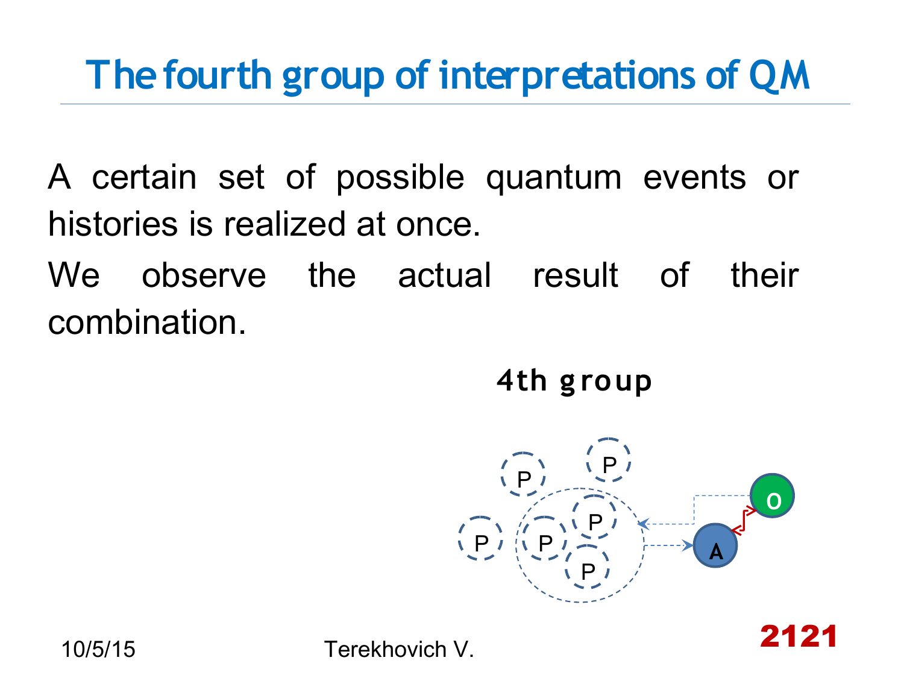# The fourth group of interpretations of QM

A certain set of possible quantum events or histories is realized at once.

We observe the actual result of their combination.

**4th group**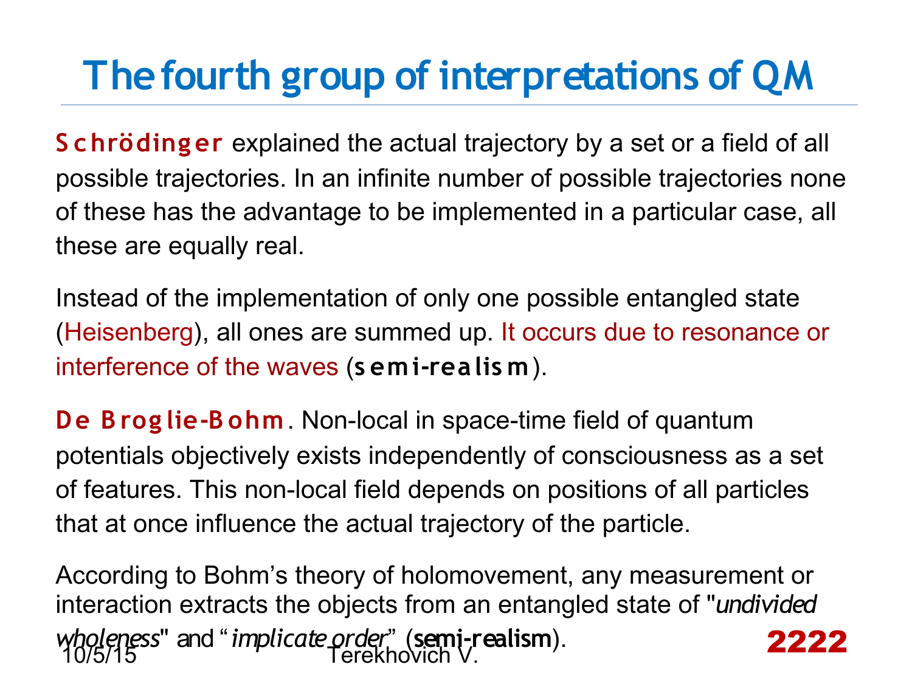# The fourth group of interpretations of QM

**Schrödinger** explained the actual trajectory by a set or a field of all possible trajectories. In an infinite number of possible trajectories none of these has the advantage to be implemented in a particular case, all these are equally real.

Instead of the implementation of only one possible entangled state (Heisenberg), all ones are summed up. It occurs due to resonance or interference of the waves (**semi-realism**).

**De Broglie-Bohm**. Non-local in space-time field of quantum potentials objectively exists independently of consciousness as a set of features. This non-local field depends on positions of all particles that at once influence the actual trajectory of the particle.

According to Bohm's theory of holomovement, any measurement or interaction extracts the objects from an entangled state of "*undivided wholeness*" and "*implicate order*" (**semi-realism**).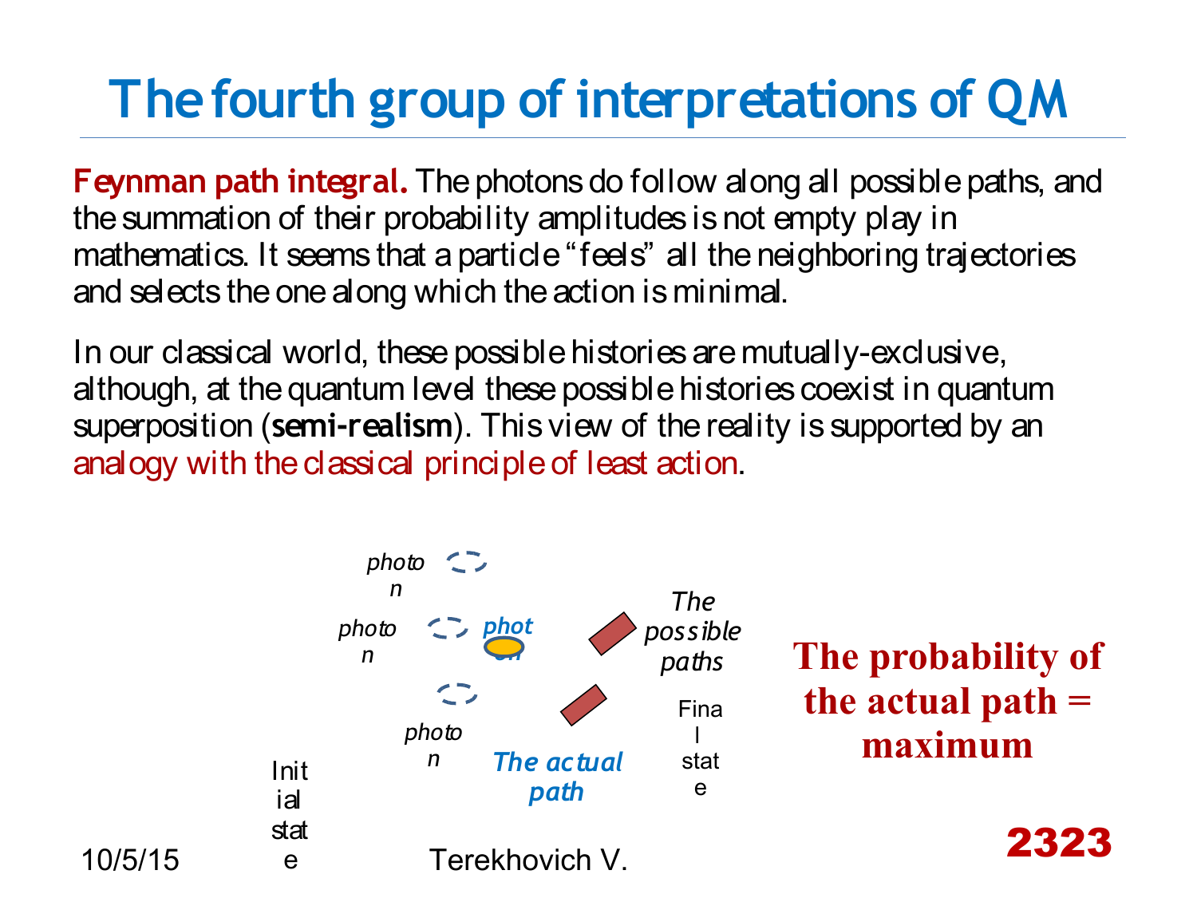# The fourth group of interpretations of QM

**Feynman path integral.** The photons do follow along all possible paths, and the summation of their probability amplitudes is not empty play in mathematics. It seems that a particle "feels" all the neighboring trajectories and selects the one along which the action is minimal.

In our classical world, these possible histories are mutually-exclusive, although, at the quantum level these possible histories coexist in quantum superposition (**semi-realism**). This view of the reality is supported by an analogy with the classical principle of least action.

*photon* *photon* *photon* *photon*

*The possible paths*

Final state

Initial state

*The actual path*

**The probability of the actual path = maximum**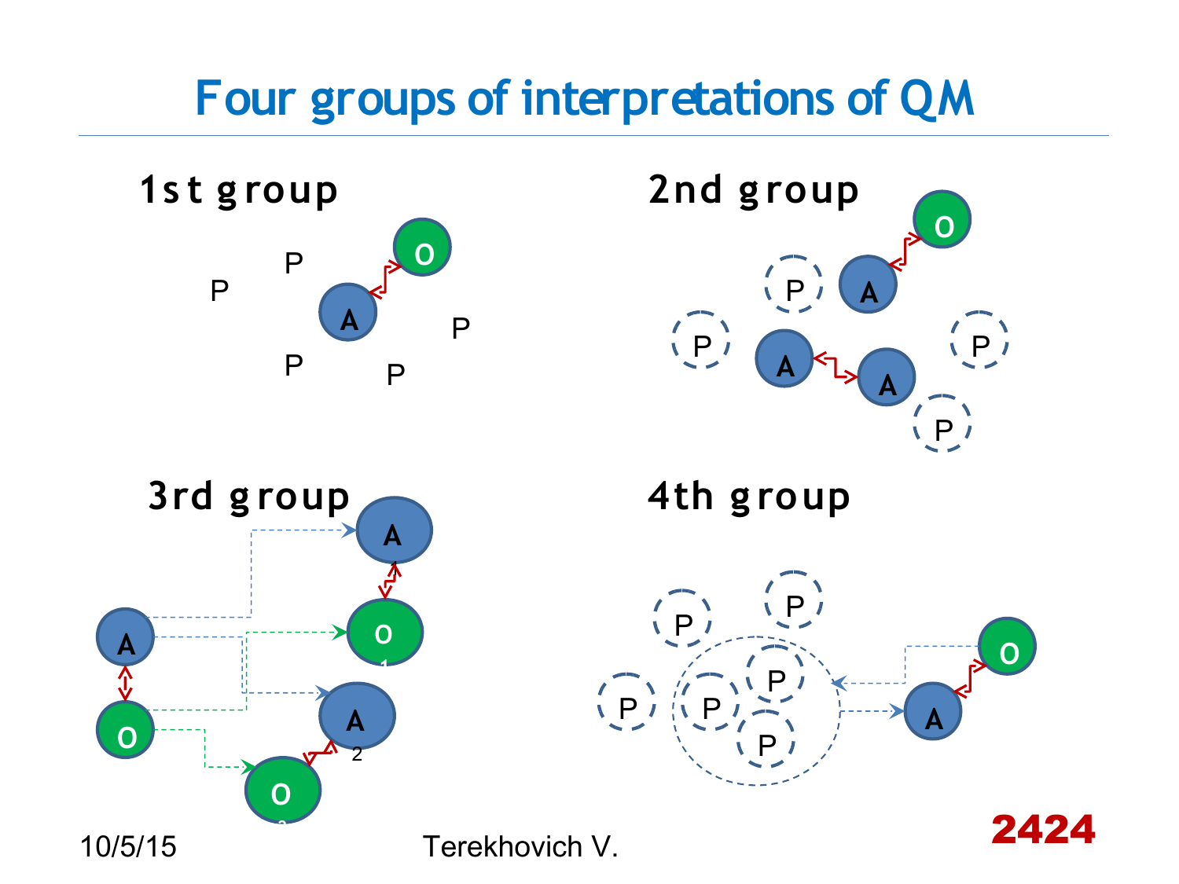# Four groups of interpretations of QM

## 1st group

P P P P P A O

## 2nd group

P P P P A O A A

## 3rd group

A O A O 1 A 2 O 2

## 4th group

P P P P P P A O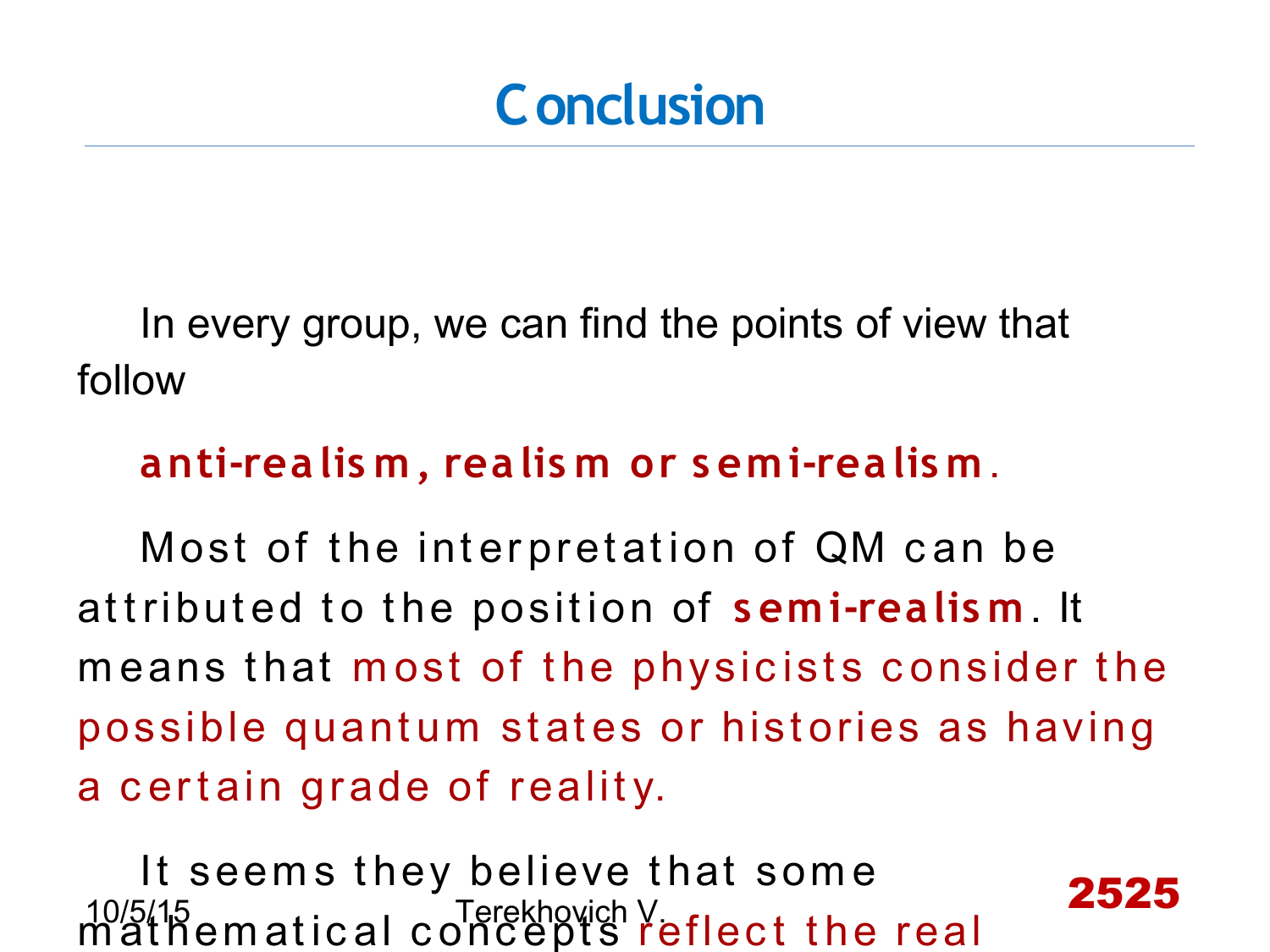# Conclusion

In every group, we can find the points of view that follow

**anti-realism, realism or semi-realism.**

Most of the interpretation of QM can be attributed to the position of **semi-realism**. It means that most of the physicists consider the possible quantum states or histories as having a certain grade of reality.

It seems they believe that some mathematical concepts reflect the real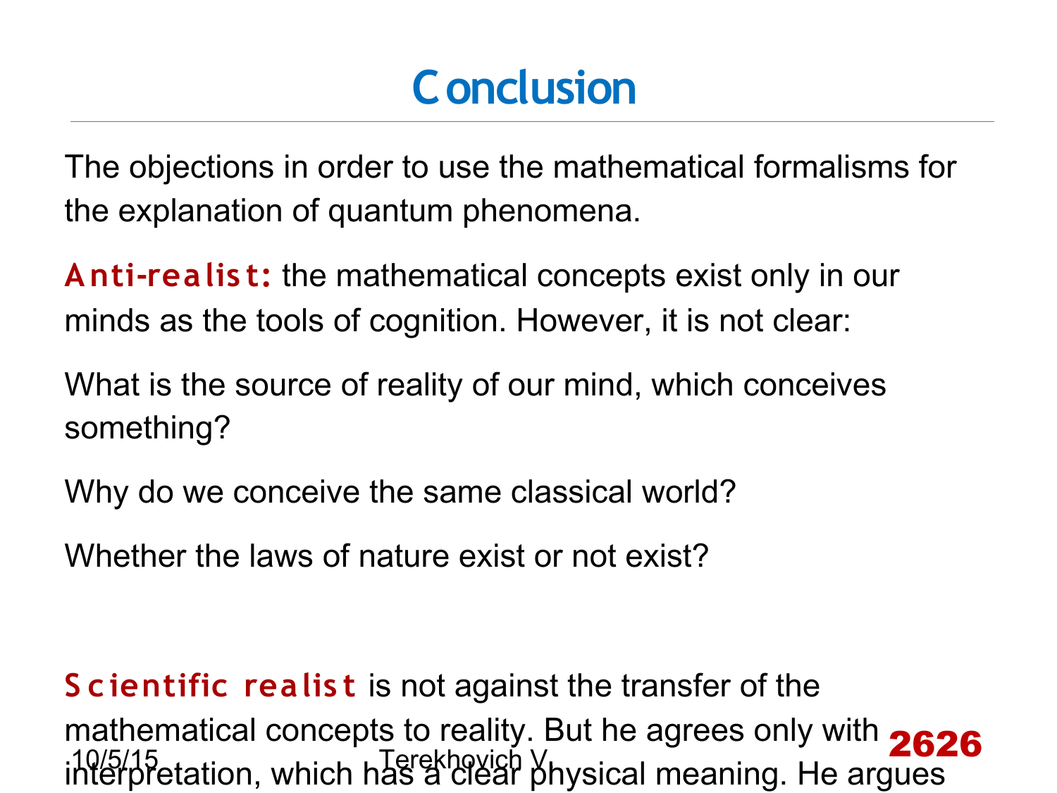# Conclusion

The objections in order to use the mathematical formalisms for the explanation of quantum phenomena.

**Anti-realist:** the mathematical concepts exist only in our minds as the tools of cognition. However, it is not clear:

What is the source of reality of our mind, which conceives something?

Why do we conceive the same classical world?

Whether the laws of nature exist or not exist?

**Scientific realist** is not against the transfer of the mathematical concepts to reality. But he agrees only with interpretation, which has a clear physical meaning. He argues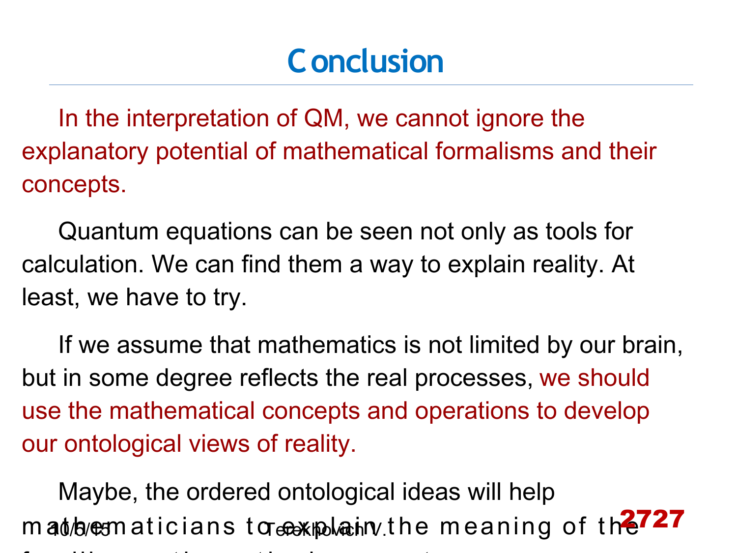# Conclusion

In the interpretation of QM, we cannot ignore the explanatory potential of mathematical formalisms and their concepts.

Quantum equations can be seen not only as tools for calculation. We can find them a way to explain reality. At least, we have to try.

If we assume that mathematics is not limited by our brain, but in some degree reflects the real processes, we should use the mathematical concepts and operations to develop our ontological views of reality.

Maybe, the ordered ontological ideas will help mathematicians to explain the meaning of the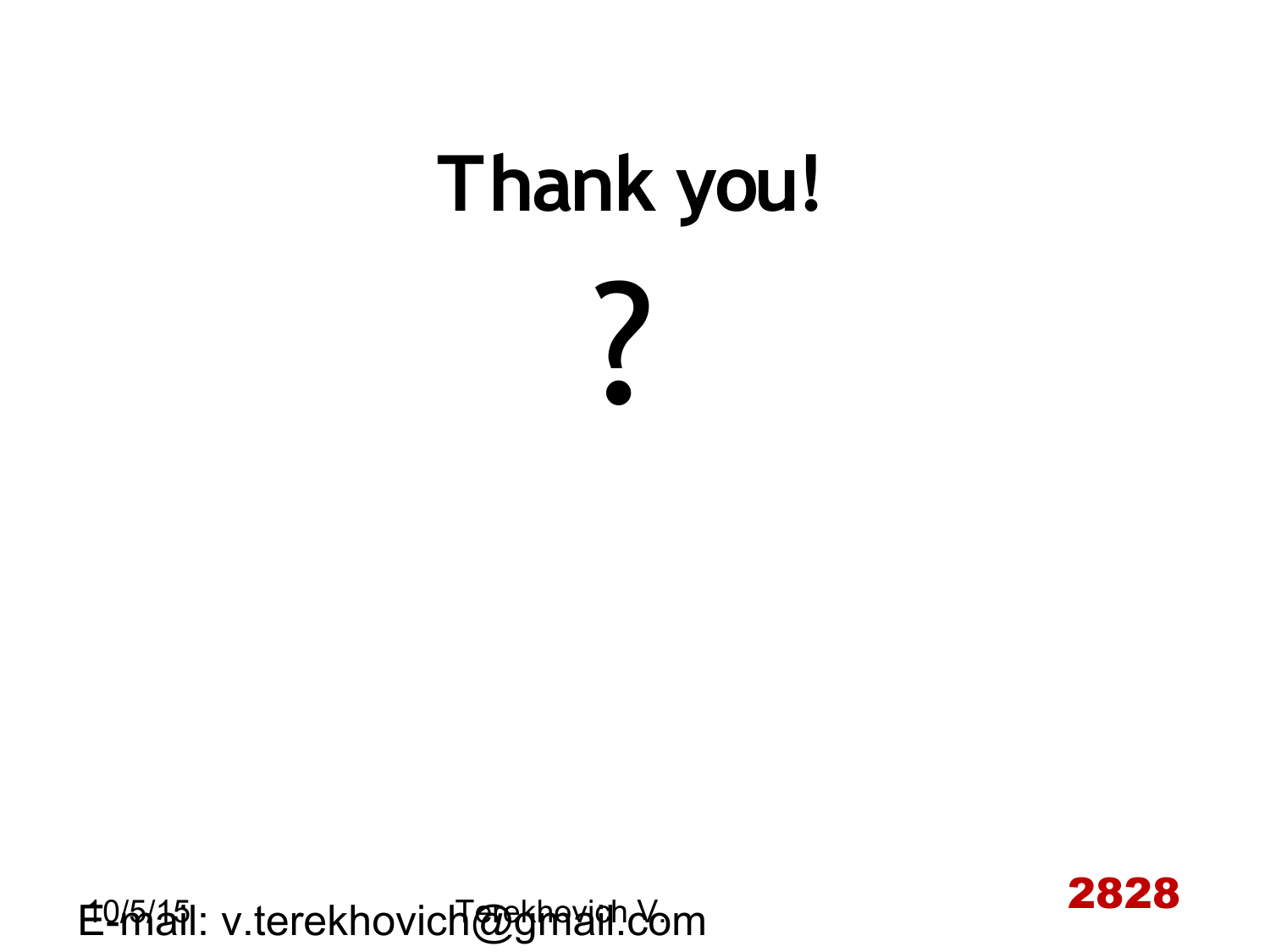# Thank you!

# ?

E-mail: v.terekhovich@gmail.com